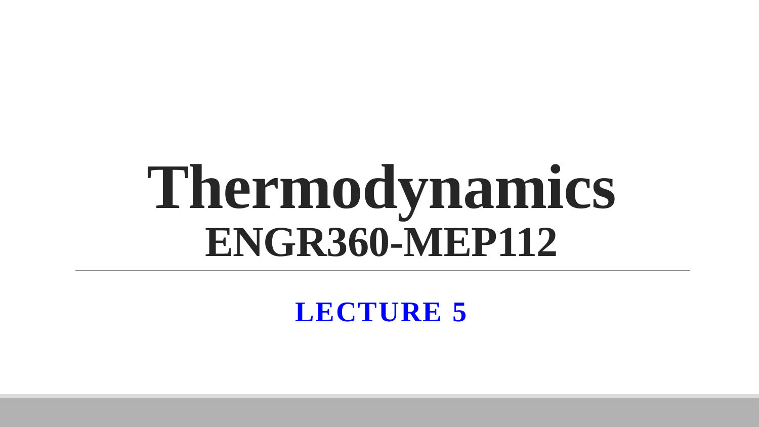# Thermodynamics
## ENGR360-MEP112

---

**LECTURE 5**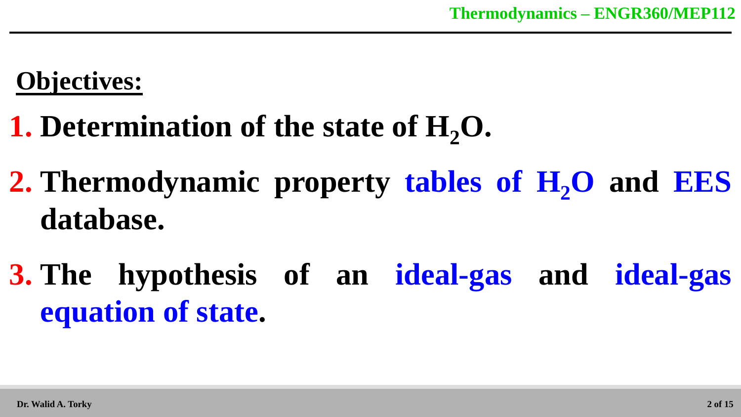## Objectives:

1. **Determination of the state of $H_2O$.**
2. **Thermodynamic property tables of $H_2O$ and EES database.**
3. **The hypothesis of an ideal-gas and ideal-gas equation of state.**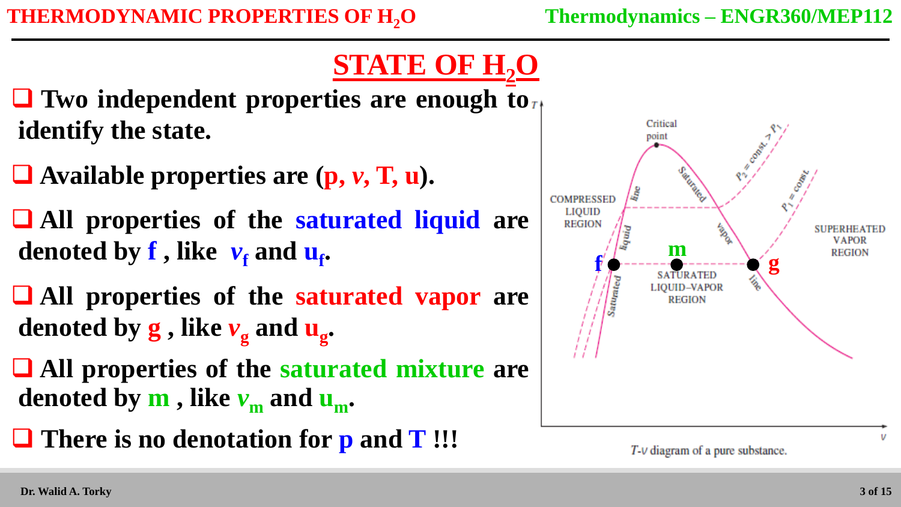# STATE OF $H_2O$

- **Two independent properties are enough to identify the state.**
- **Available properties are (p, $v$, T, u).**
- **All properties of the saturated liquid are denoted by f , like $v_f$ and $u_f$.**
- **All properties of the saturated vapor are denoted by g , like $v_g$ and $u_g$.**
- **All properties of the saturated mixture are denoted by m , like $v_m$ and $u_m$.**
- **There is no denotation for p and T !!!**

*T-v* diagram of a pure substance.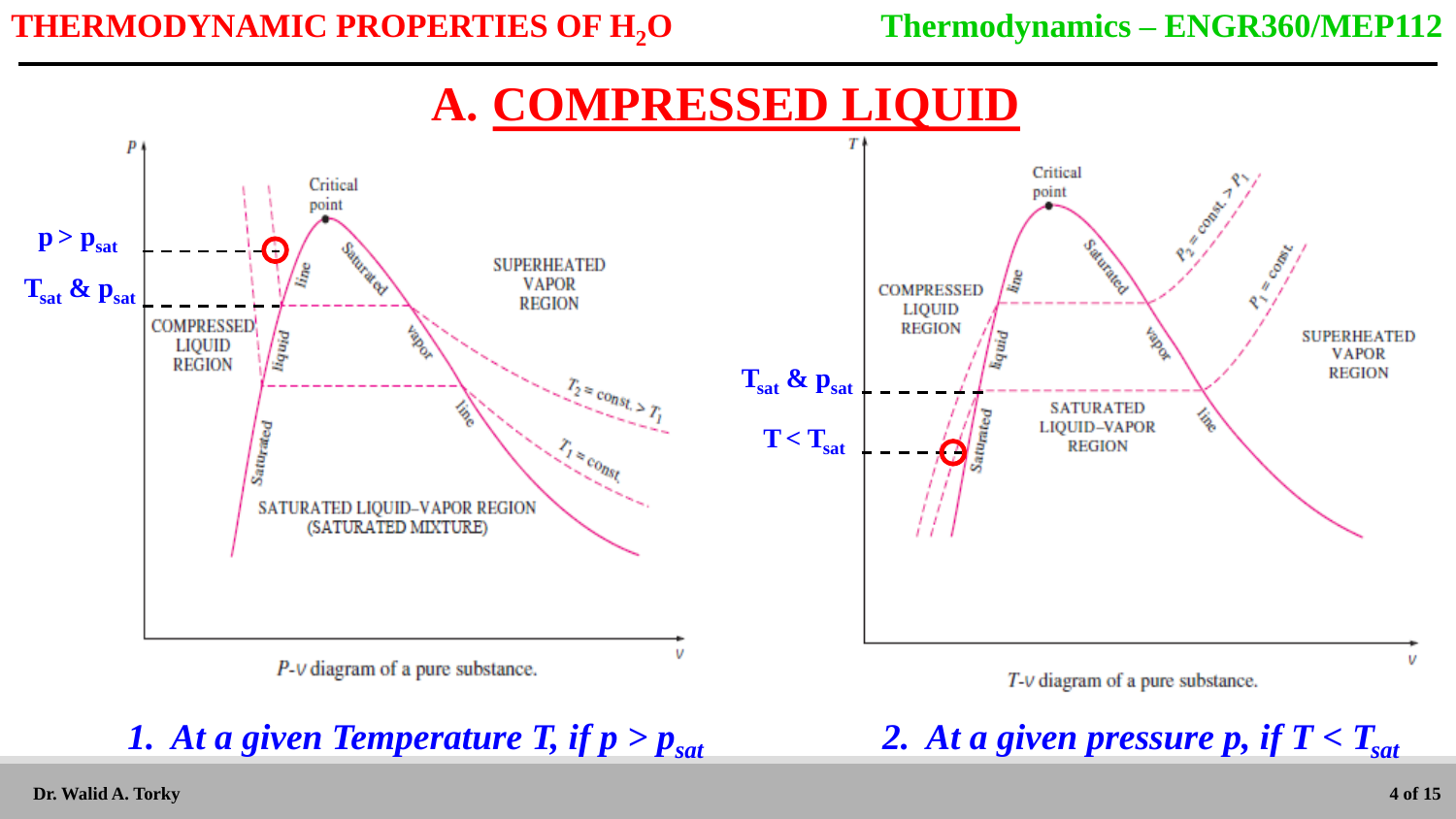# A. COMPRESSED LIQUID

$p > p_{sat}$

$T_{sat}$ & $p_{sat}$

P-v diagram of a pure substance.

$T_{sat}$ & $p_{sat}$

$T < T_{sat}$

T-v diagram of a pure substance.

1. *At a given Temperature T, if $p > p_{sat}$*
2. *At a given pressure p, if $T < T_{sat}$*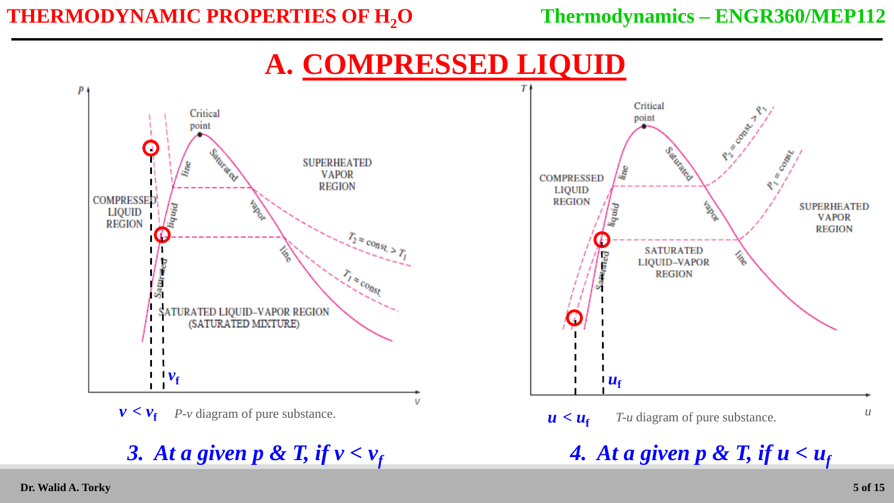# A. COMPRESSED LIQUID

$v < v_f$ *P-v* diagram of pure substance.

$u < u_f$ *T-u* diagram of pure substance.

***3. At a given p & T, if $v < v_f$***

***4. At a given p & T, if $u < u_f$***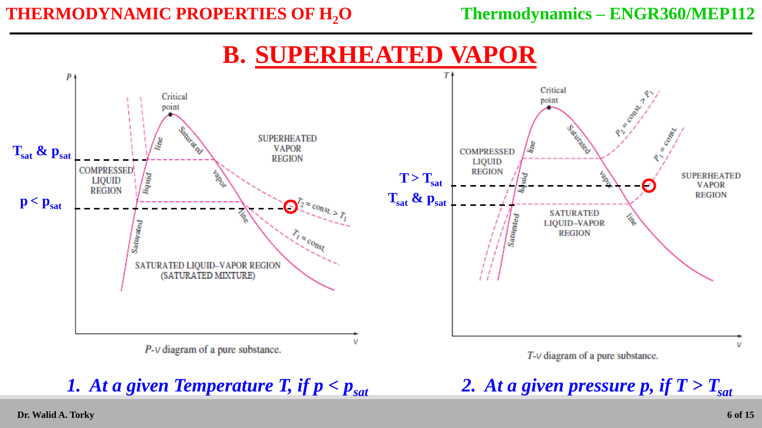# B. SUPERHEATED VAPOR

$T_{sat}$ & $p_{sat}$

$p < p_{sat}$

COMPRESSED LIQUID REGION

SUPERHEATED VAPOR REGION

SATURATED LIQUID–VAPOR REGION (SATURATED MIXTURE)

Critical point

Saturated liquid line

Saturated vapor line

$T_2 = const. > T_1$

$T_1 = const.$

*P*-*v* diagram of a pure substance.

$T > T_{sat}$

$T_{sat}$ & $p_{sat}$

COMPRESSED LIQUID REGION

SATURATED LIQUID–VAPOR REGION

SUPERHEATED VAPOR REGION

$P_2 = const. > P_1$

$P_1 = const.$

*T*-*v* diagram of a pure substance.

1. *At a given Temperature T, if $p < p_{sat}$*
2. *At a given pressure p, if $T > T_{sat}$*

Dr. Walid A. Torky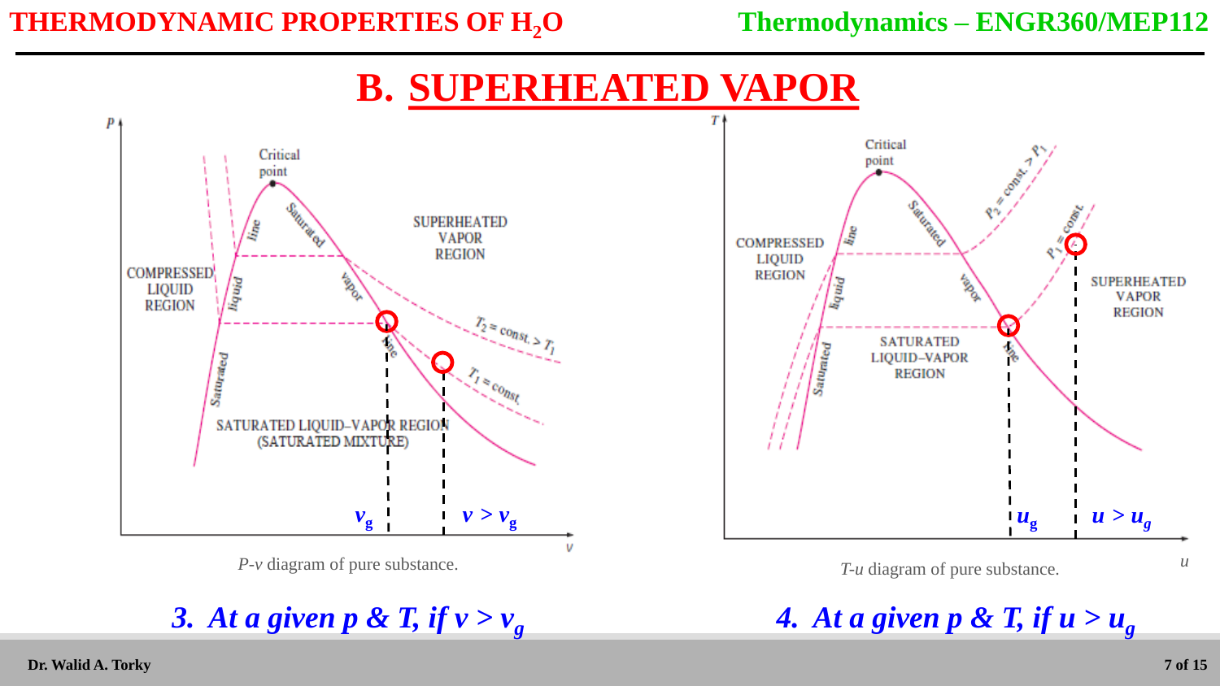# B. SUPERHEATED VAPOR

*P-v* diagram of pure substance.

*T-u* diagram of pure substance.

3. ***At a given p & T, if $v > v_g$***

4. ***At a given p & T, if $u > u_g$***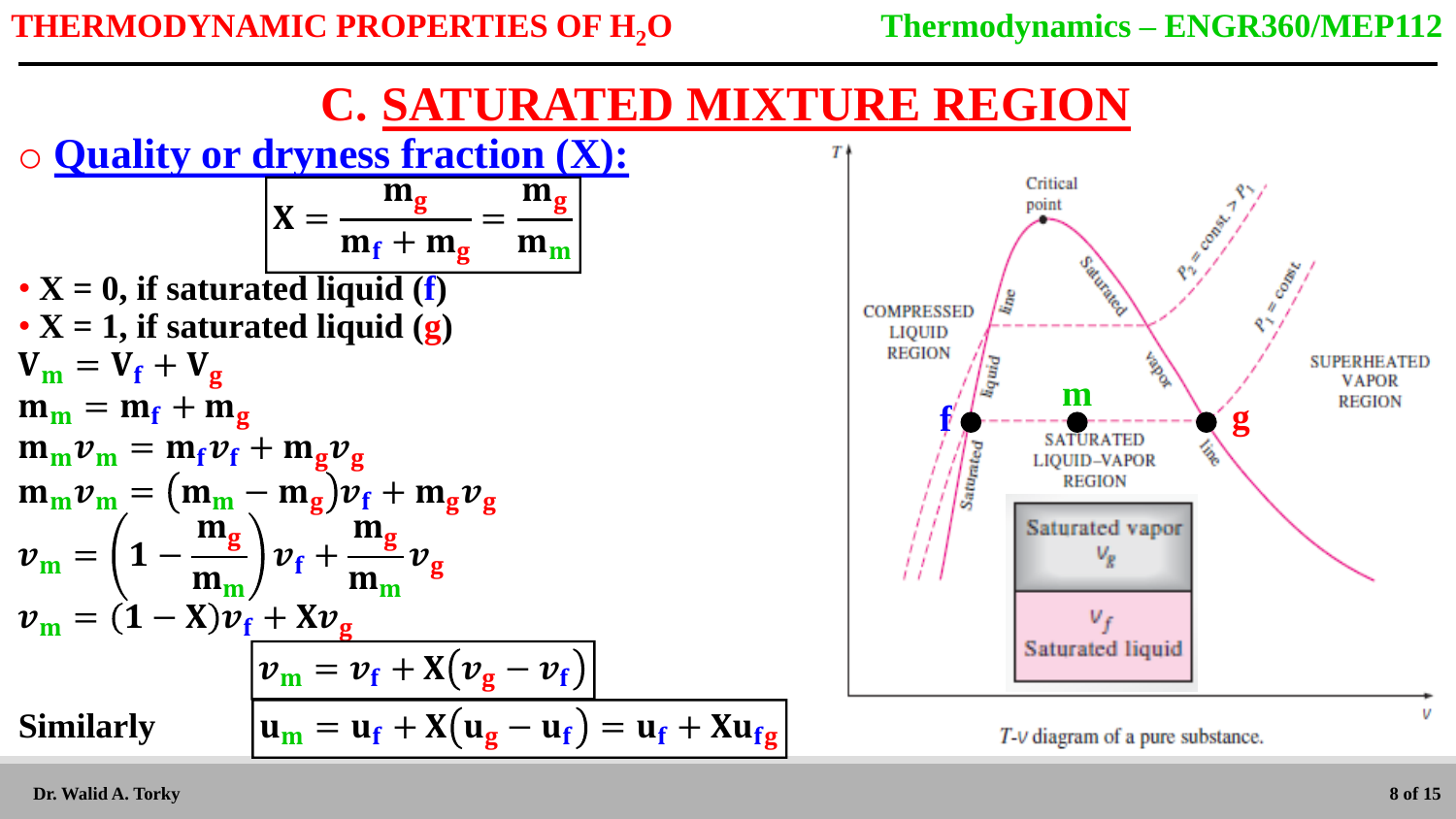# C. SATURATED MIXTURE REGION

## ○ Quality or dryness fraction (X):

$$X = \frac{m_g}{m_f + m_g} = \frac{m_g}{m_m}$$

- $X = 0$, if saturated liquid (f)
- $X = 1$, if saturated liquid (g)

$$V_m = V_f + V_g$$

$$m_m = m_f + m_g$$

$$m_m v_m = m_f v_f + m_g v_g$$

$$m_m v_m = (m_m - m_g) v_f + m_g v_g$$

$$v_m = \left(1 - \frac{m_g}{m_m}\right) v_f + \frac{m_g}{m_m} v_g$$

$$v_m = (1 - X) v_f + X v_g$$

$$v_m = v_f + X(v_g - v_f)$$

**Similarly**

$$u_m = u_f + X(u_g - u_f) = u_f + X u_{fg}$$

*T-v* diagram of a pure substance.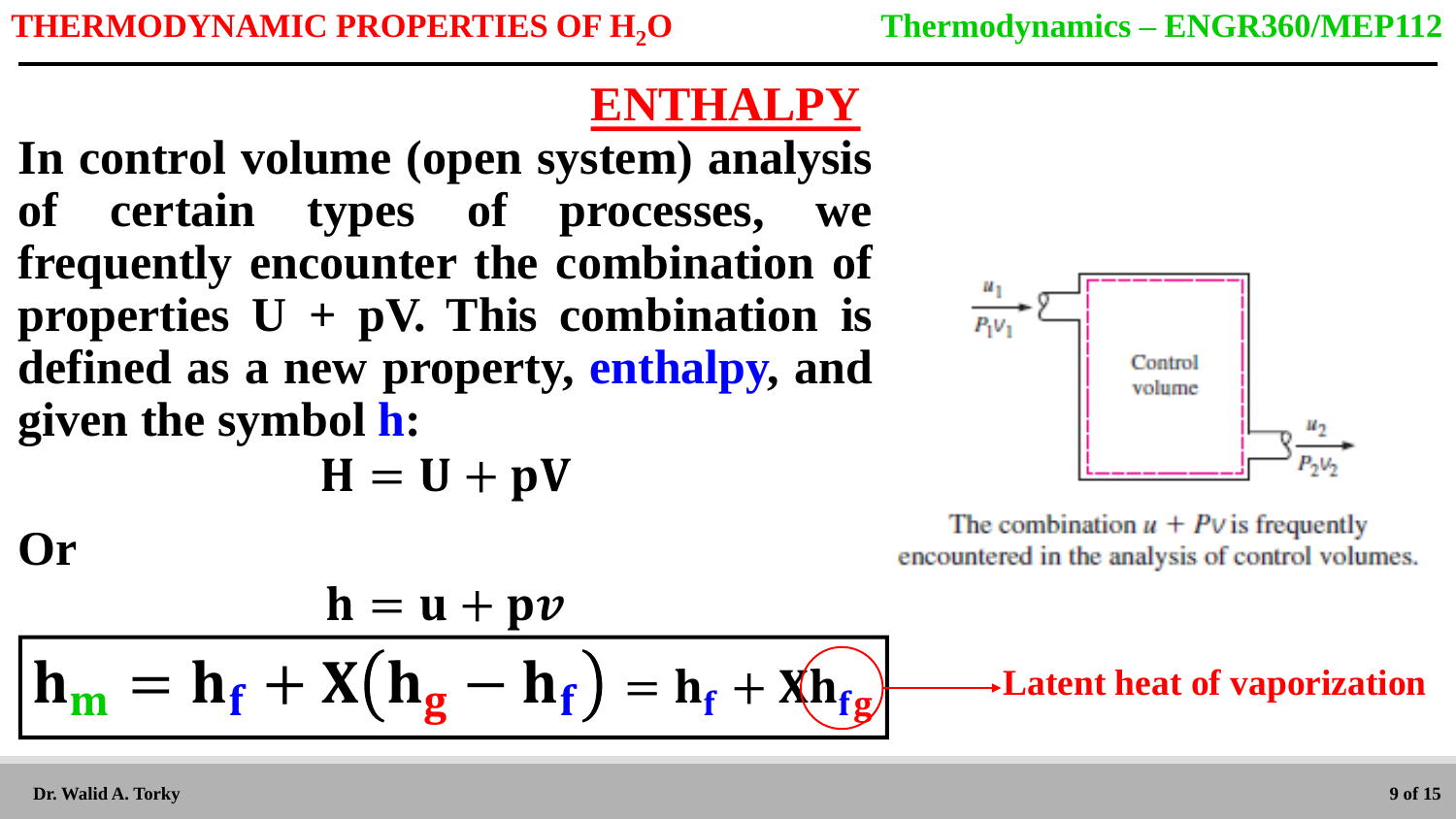## ENTHALPY

**In control volume (open system) analysis of certain types of processes, we frequently encounter the combination of properties U + pV. This combination is defined as a new property, enthalpy, and given the symbol h:**

$$\mathbf{H = U + pV}$$

**Or**

$$\mathbf{h = u + p}v$$

$$\mathbf{h_m = h_f + X(h_g - h_f) = h_f + X h_{fg}}$$

$h_{fg}$ → **Latent heat of vaporization**

The combination $u + Pv$ is frequently encountered in the analysis of control volumes.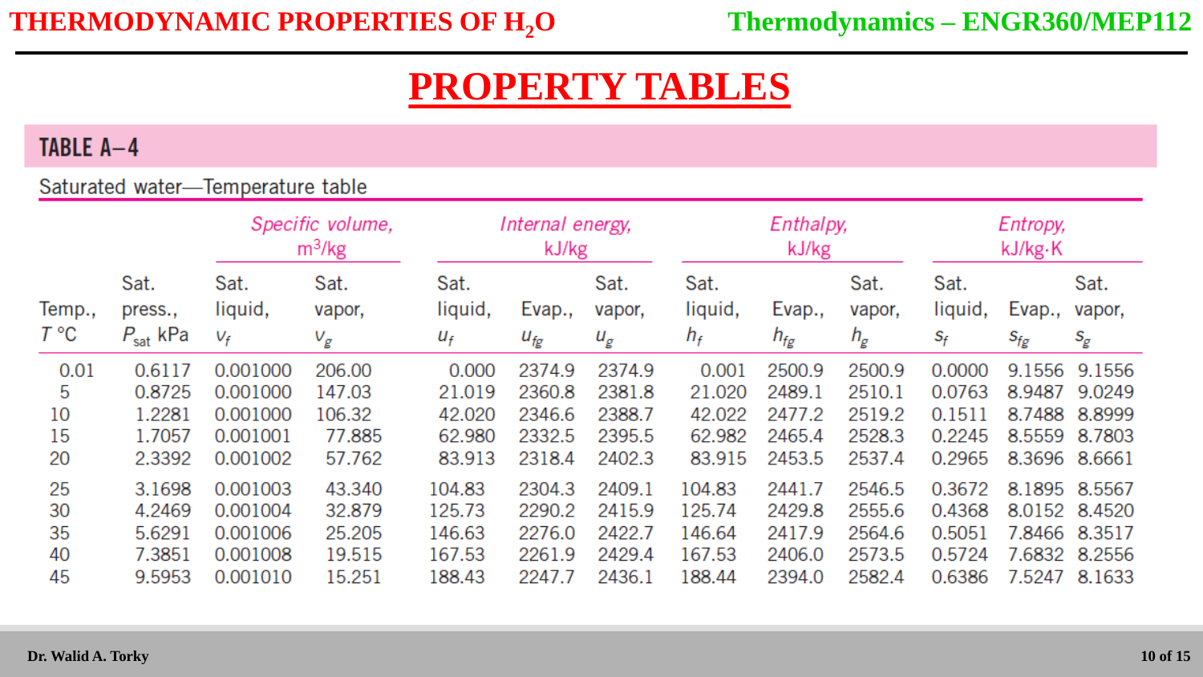# PROPERTY TABLES

## TABLE A–4

Saturated water—Temperature table

| | | Specific volume, $m^3/kg$ | | Internal energy, kJ/kg | | | Enthalpy, kJ/kg | | | Entropy, kJ/kg·K | | |
|---|---|---|---|---|---|---|---|---|---|---|---|---|
| Temp., $T$ °C | Sat. press., $P_{sat}$ kPa | Sat. liquid, $v_f$ | Sat. vapor, $v_g$ | Sat. liquid, $u_f$ | Evap., $u_{fg}$ | Sat. vapor, $u_g$ | Sat. liquid, $h_f$ | Evap., $h_{fg}$ | Sat. vapor, $h_g$ | Sat. liquid, $s_f$ | Evap., $s_{fg}$ | Sat. vapor, $s_g$ |
| 0.01 | 0.6117 | 0.001000 | 206.00 | 0.000 | 2374.9 | 2374.9 | 0.001 | 2500.9 | 2500.9 | 0.0000 | 9.1556 | 9.1556 |
| 5 | 0.8725 | 0.001000 | 147.03 | 21.019 | 2360.8 | 2381.8 | 21.020 | 2489.1 | 2510.1 | 0.0763 | 8.9487 | 9.0249 |
| 10 | 1.2281 | 0.001000 | 106.32 | 42.020 | 2346.6 | 2388.7 | 42.022 | 2477.2 | 2519.2 | 0.1511 | 8.7488 | 8.8999 |
| 15 | 1.7057 | 0.001001 | 77.885 | 62.980 | 2332.5 | 2395.5 | 62.982 | 2465.4 | 2528.3 | 0.2245 | 8.5559 | 8.7803 |
| 20 | 2.3392 | 0.001002 | 57.762 | 83.913 | 2318.4 | 2402.3 | 83.915 | 2453.5 | 2537.4 | 0.2965 | 8.3696 | 8.6661 |
| 25 | 3.1698 | 0.001003 | 43.340 | 104.83 | 2304.3 | 2409.1 | 104.83 | 2441.7 | 2546.5 | 0.3672 | 8.1895 | 8.5567 |
| 30 | 4.2469 | 0.001004 | 32.879 | 125.73 | 2290.2 | 2415.9 | 125.74 | 2429.8 | 2555.6 | 0.4368 | 8.0152 | 8.4520 |
| 35 | 5.6291 | 0.001006 | 25.205 | 146.63 | 2276.0 | 2422.7 | 146.64 | 2417.9 | 2564.6 | 0.5051 | 7.8466 | 8.3517 |
| 40 | 7.3851 | 0.001008 | 19.515 | 167.53 | 2261.9 | 2429.4 | 167.53 | 2406.0 | 2573.5 | 0.5724 | 7.6832 | 8.2556 |
| 45 | 9.5953 | 0.001010 | 15.251 | 188.43 | 2247.7 | 2436.1 | 188.44 | 2394.0 | 2582.4 | 0.6386 | 7.5247 | 8.1633 |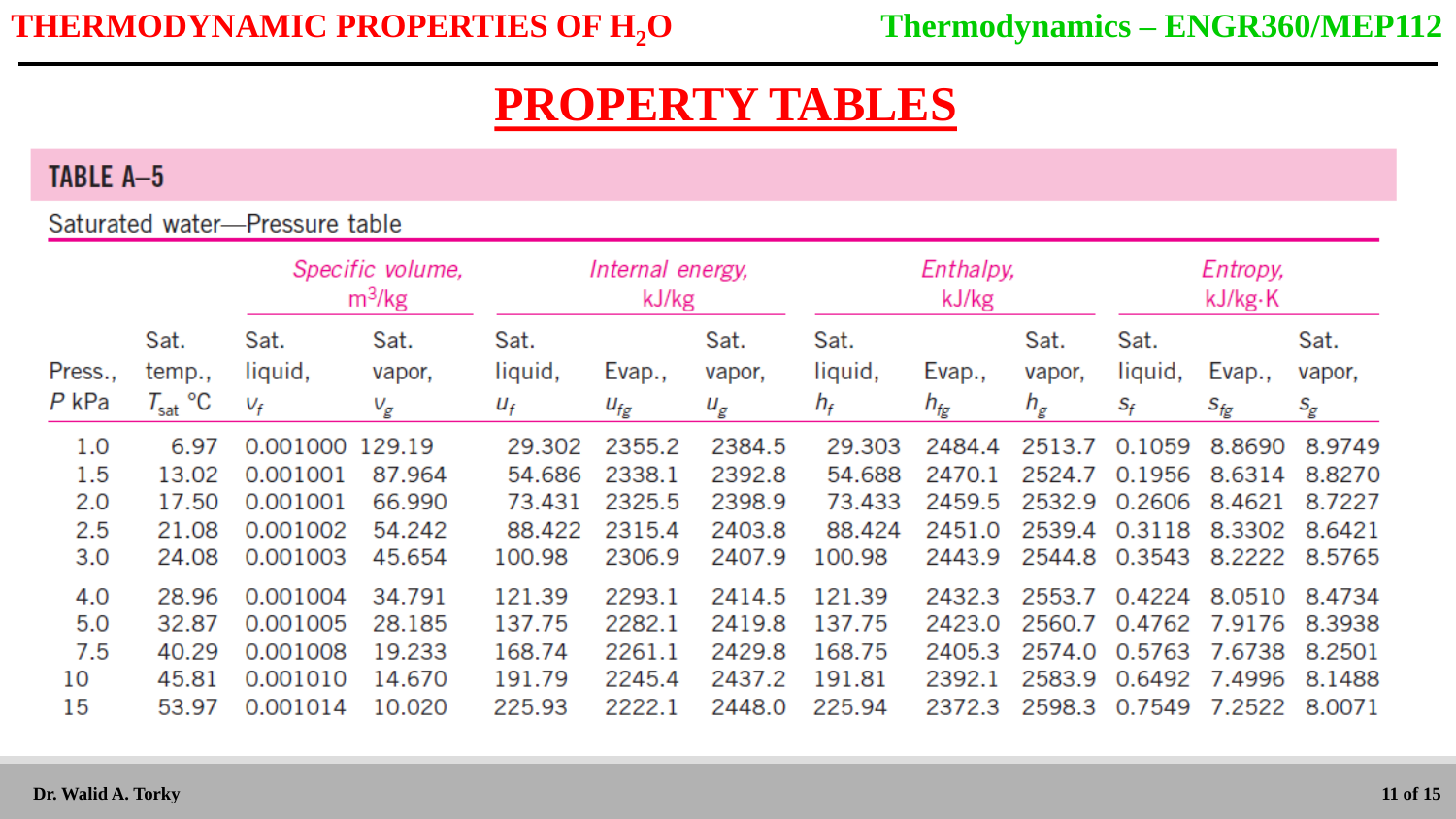# PROPERTY TABLES

## TABLE A–5

Saturated water—Pressure table

| | | Specific volume, $m^3/kg$ | | Internal energy, kJ/kg | | | Enthalpy, kJ/kg | | | Entropy, kJ/kg·K | | |
|---|---|---|---|---|---|---|---|---|---|---|---|---|
| Press., $P$ kPa | Sat. temp., $T_{sat}$ °C | Sat. liquid, $v_f$ | Sat. vapor, $v_g$ | Sat. liquid, $u_f$ | Evap., $u_{fg}$ | Sat. vapor, $u_g$ | Sat. liquid, $h_f$ | Evap., $h_{fg}$ | Sat. vapor, $h_g$ | Sat. liquid, $s_f$ | Evap., $s_{fg}$ | Sat. vapor, $s_g$ |
| 1.0 | 6.97 | 0.001000 | 129.19 | 29.302 | 2355.2 | 2384.5 | 29.303 | 2484.4 | 2513.7 | 0.1059 | 8.8690 | 8.9749 |
| 1.5 | 13.02 | 0.001001 | 87.964 | 54.686 | 2338.1 | 2392.8 | 54.688 | 2470.1 | 2524.7 | 0.1956 | 8.6314 | 8.8270 |
| 2.0 | 17.50 | 0.001001 | 66.990 | 73.431 | 2325.5 | 2398.9 | 73.433 | 2459.5 | 2532.9 | 0.2606 | 8.4621 | 8.7227 |
| 2.5 | 21.08 | 0.001002 | 54.242 | 88.422 | 2315.4 | 2403.8 | 88.424 | 2451.0 | 2539.4 | 0.3118 | 8.3302 | 8.6421 |
| 3.0 | 24.08 | 0.001003 | 45.654 | 100.98 | 2306.9 | 2407.9 | 100.98 | 2443.9 | 2544.8 | 0.3543 | 8.2222 | 8.5765 |
| 4.0 | 28.96 | 0.001004 | 34.791 | 121.39 | 2293.1 | 2414.5 | 121.39 | 2432.3 | 2553.7 | 0.4224 | 8.0510 | 8.4734 |
| 5.0 | 32.87 | 0.001005 | 28.185 | 137.75 | 2282.1 | 2419.8 | 137.75 | 2423.0 | 2560.7 | 0.4762 | 7.9176 | 8.3938 |
| 7.5 | 40.29 | 0.001008 | 19.233 | 168.74 | 2261.1 | 2429.8 | 168.75 | 2405.3 | 2574.0 | 0.5763 | 7.6738 | 8.2501 |
| 10 | 45.81 | 0.001010 | 14.670 | 191.79 | 2245.4 | 2437.2 | 191.81 | 2392.1 | 2583.9 | 0.6492 | 7.4996 | 8.1488 |
| 15 | 53.97 | 0.001014 | 10.020 | 225.93 | 2222.1 | 2448.0 | 225.94 | 2372.3 | 2598.3 | 0.7549 | 7.2522 | 8.0071 |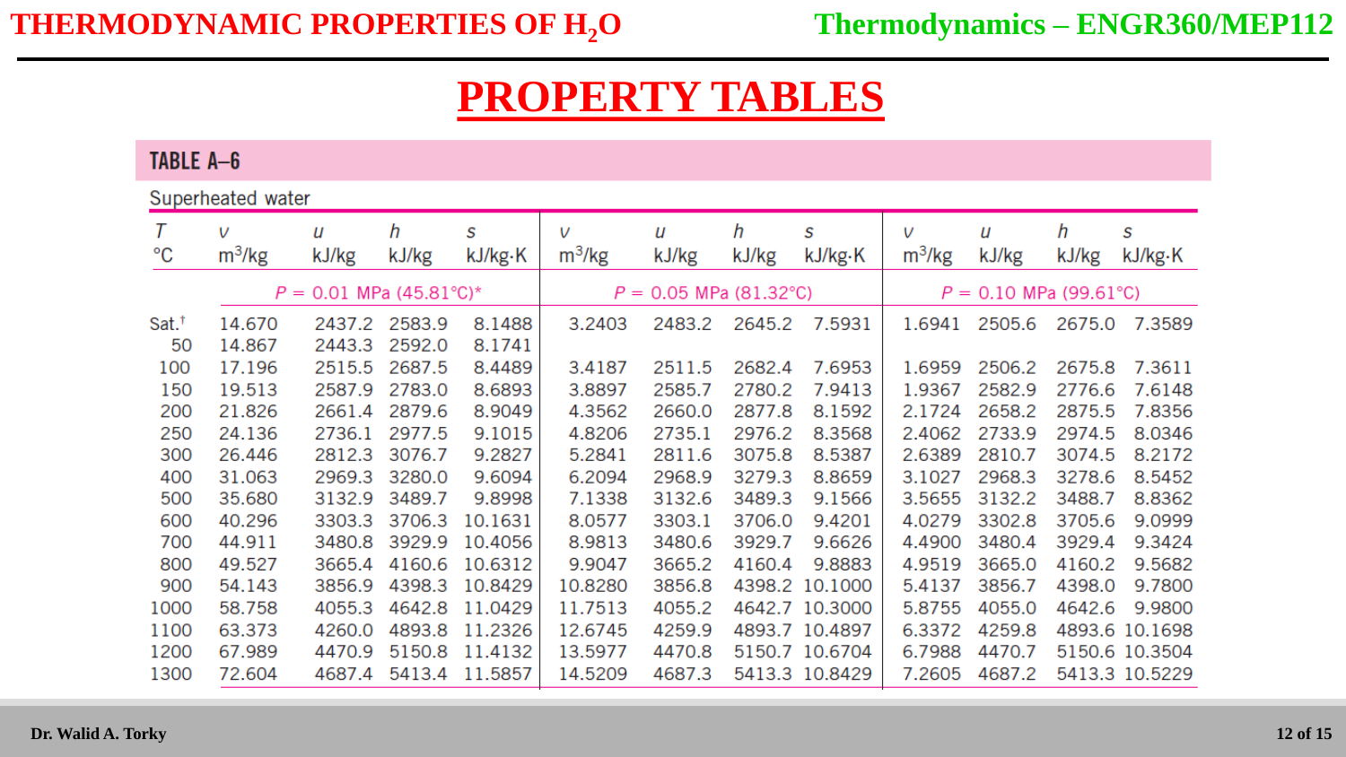# PROPERTY TABLES

## TABLE A–6

Superheated water

| T °C | v m³/kg | u kJ/kg | h kJ/kg | s kJ/kg·K | v m³/kg | u kJ/kg | h kJ/kg | s kJ/kg·K | v m³/kg | u kJ/kg | h kJ/kg | s kJ/kg·K |
|---|---|---|---|---|---|---|---|---|---|---|---|---|
| | $P$ = 0.01 MPa (45.81°C)* | | | | $P$ = 0.05 MPa (81.32°C) | | | | $P$ = 0.10 MPa (99.61°C) | | | |
| Sat.† | 14.670 | 2437.2 | 2583.9 | 8.1488 | 3.2403 | 2483.2 | 2645.2 | 7.5931 | 1.6941 | 2505.6 | 2675.0 | 7.3589 |
| 50 | 14.867 | 2443.3 | 2592.0 | 8.1741 | | | | | | | | |
| 100 | 17.196 | 2515.5 | 2687.5 | 8.4489 | 3.4187 | 2511.5 | 2682.4 | 7.6953 | 1.6959 | 2506.2 | 2675.8 | 7.3611 |
| 150 | 19.513 | 2587.9 | 2783.0 | 8.6893 | 3.8897 | 2585.7 | 2780.2 | 7.9413 | 1.9367 | 2582.9 | 2776.6 | 7.6148 |
| 200 | 21.826 | 2661.4 | 2879.6 | 8.9049 | 4.3562 | 2660.0 | 2877.8 | 8.1592 | 2.1724 | 2658.2 | 2875.5 | 7.8356 |
| 250 | 24.136 | 2736.1 | 2977.5 | 9.1015 | 4.8206 | 2735.1 | 2976.2 | 8.3568 | 2.4062 | 2733.9 | 2974.5 | 8.0346 |
| 300 | 26.446 | 2812.3 | 3076.7 | 9.2827 | 5.2841 | 2811.6 | 3075.8 | 8.5387 | 2.6389 | 2810.7 | 3074.5 | 8.2172 |
| 400 | 31.063 | 2969.3 | 3280.0 | 9.6094 | 6.2094 | 2968.9 | 3279.3 | 8.8659 | 3.1027 | 2968.3 | 3278.6 | 8.5452 |
| 500 | 35.680 | 3132.9 | 3489.7 | 9.8998 | 7.1338 | 3132.6 | 3489.3 | 9.1566 | 3.5655 | 3132.2 | 3488.7 | 8.8362 |
| 600 | 40.296 | 3303.3 | 3706.3 | 10.1631 | 8.0577 | 3303.1 | 3706.0 | 9.4201 | 4.0279 | 3302.8 | 3705.6 | 9.0999 |
| 700 | 44.911 | 3480.8 | 3929.9 | 10.4056 | 8.9813 | 3480.6 | 3929.7 | 9.6626 | 4.4900 | 3480.4 | 3929.4 | 9.3424 |
| 800 | 49.527 | 3665.4 | 4160.6 | 10.6312 | 9.9047 | 3665.2 | 4160.4 | 9.8883 | 4.9519 | 3665.0 | 4160.2 | 9.5682 |
| 900 | 54.143 | 3856.9 | 4398.3 | 10.8429 | 10.8280 | 3856.8 | 4398.2 | 10.1000 | 5.4137 | 3856.7 | 4398.0 | 9.7800 |
| 1000 | 58.758 | 4055.3 | 4642.8 | 11.0429 | 11.7513 | 4055.2 | 4642.7 | 10.3000 | 5.8755 | 4055.0 | 4642.6 | 9.9800 |
| 1100 | 63.373 | 4260.0 | 4893.8 | 11.2326 | 12.6745 | 4259.9 | 4893.7 | 10.4897 | 6.3372 | 4259.8 | 4893.6 | 10.1698 |
| 1200 | 67.989 | 4470.9 | 5150.8 | 11.4132 | 13.5977 | 4470.8 | 5150.7 | 10.6704 | 6.7988 | 4470.7 | 5150.6 | 10.3504 |
| 1300 | 72.604 | 4687.4 | 5413.4 | 11.5857 | 14.5209 | 4687.3 | 5413.3 | 10.8429 | 7.2605 | 4687.2 | 5413.3 | 10.5229 |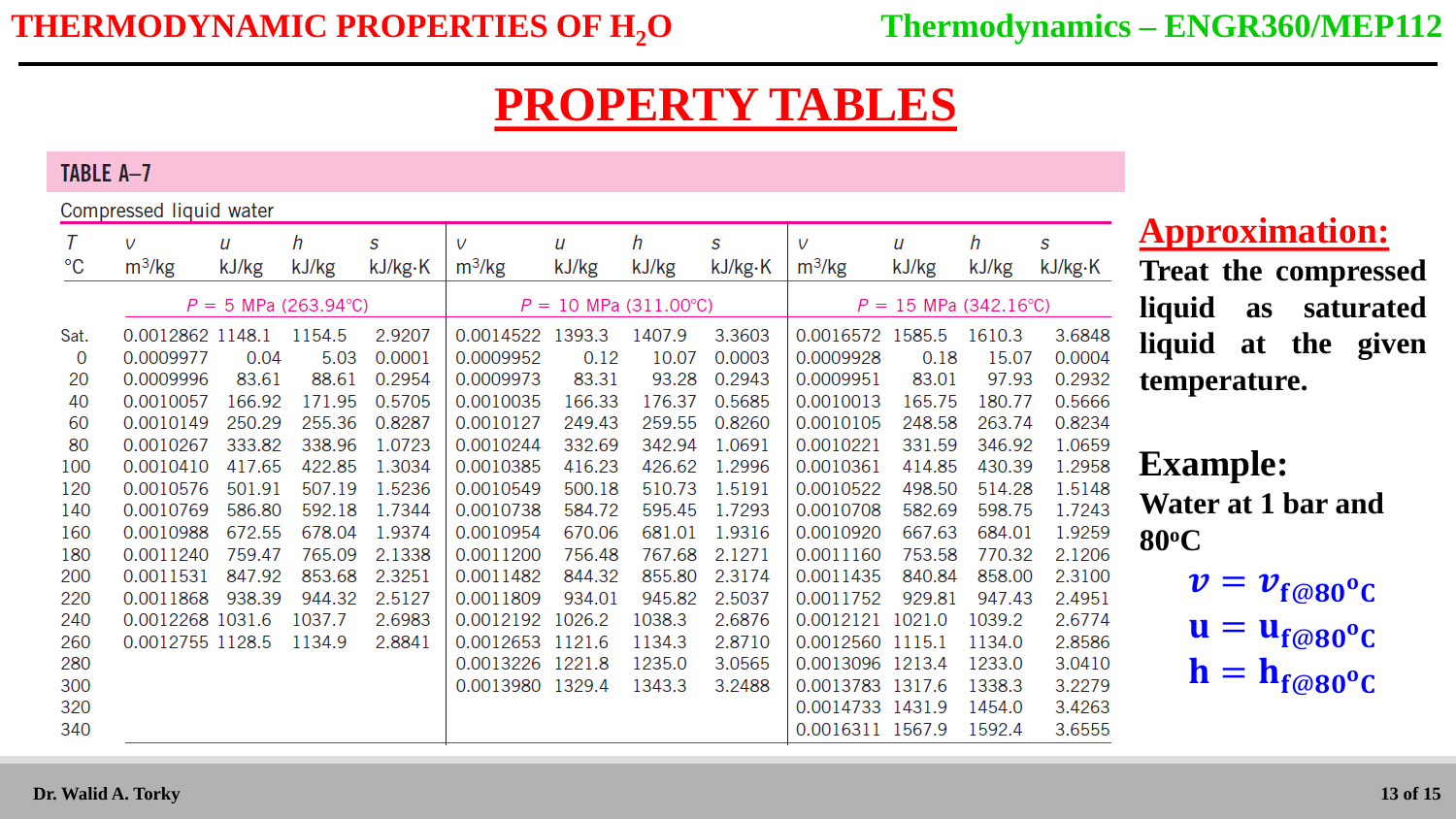# PROPERTY TABLES

## TABLE A–7

Compressed liquid water

| T °C | v m³/kg | u kJ/kg | h kJ/kg | s kJ/kg·K | v m³/kg | u kJ/kg | h kJ/kg | s kJ/kg·K | v m³/kg | u kJ/kg | h kJ/kg | s kJ/kg·K |
|---|---|---|---|---|---|---|---|---|---|---|---|---|
| | P = 5 MPa (263.94°C) | | | | P = 10 MPa (311.00°C) | | | | P = 15 MPa (342.16°C) | | | |
| Sat. | 0.0012862 | 1148.1 | 1154.5 | 2.9207 | 0.0014522 | 1393.3 | 1407.9 | 3.3603 | 0.0016572 | 1585.5 | 1610.3 | 3.6848 |
| 0 | 0.0009977 | 0.04 | 5.03 | 0.0001 | 0.0009952 | 0.12 | 10.07 | 0.0003 | 0.0009928 | 0.18 | 15.07 | 0.0004 |
| 20 | 0.0009996 | 83.61 | 88.61 | 0.2954 | 0.0009973 | 83.31 | 93.28 | 0.2943 | 0.0009951 | 83.01 | 97.93 | 0.2932 |
| 40 | 0.0010057 | 166.92 | 171.95 | 0.5705 | 0.0010035 | 166.33 | 176.37 | 0.5685 | 0.0010013 | 165.75 | 180.77 | 0.5666 |
| 60 | 0.0010149 | 250.29 | 255.36 | 0.8287 | 0.0010127 | 249.43 | 259.55 | 0.8260 | 0.0010105 | 248.58 | 263.74 | 0.8234 |
| 80 | 0.0010267 | 333.82 | 338.96 | 1.0723 | 0.0010244 | 332.69 | 342.94 | 1.0691 | 0.0010221 | 331.59 | 346.92 | 1.0659 |
| 100 | 0.0010410 | 417.65 | 422.85 | 1.3034 | 0.0010385 | 416.23 | 426.62 | 1.2996 | 0.0010361 | 414.85 | 430.39 | 1.2958 |
| 120 | 0.0010576 | 501.91 | 507.19 | 1.5236 | 0.0010549 | 500.18 | 510.73 | 1.5191 | 0.0010522 | 498.50 | 514.28 | 1.5148 |
| 140 | 0.0010769 | 586.80 | 592.18 | 1.7344 | 0.0010738 | 584.72 | 595.45 | 1.7293 | 0.0010708 | 582.69 | 598.75 | 1.7243 |
| 160 | 0.0010988 | 672.55 | 678.04 | 1.9374 | 0.0010954 | 670.06 | 681.01 | 1.9316 | 0.0010920 | 667.63 | 684.01 | 1.9259 |
| 180 | 0.0011240 | 759.47 | 765.09 | 2.1338 | 0.0011200 | 756.48 | 767.68 | 2.1271 | 0.0011160 | 753.58 | 770.32 | 2.1206 |
| 200 | 0.0011531 | 847.92 | 853.68 | 2.3251 | 0.0011482 | 844.32 | 855.80 | 2.3174 | 0.0011435 | 840.84 | 858.00 | 2.3100 |
| 220 | 0.0011868 | 938.39 | 944.32 | 2.5127 | 0.0011809 | 934.01 | 945.82 | 2.5037 | 0.0011752 | 929.81 | 947.43 | 2.4951 |
| 240 | 0.0012268 | 1031.6 | 1037.7 | 2.6983 | 0.0012192 | 1026.2 | 1038.3 | 2.6876 | 0.0012121 | 1021.0 | 1039.2 | 2.6774 |
| 260 | 0.0012755 | 1128.5 | 1134.9 | 2.8841 | 0.0012653 | 1121.6 | 1134.3 | 2.8710 | 0.0012560 | 1115.1 | 1134.0 | 2.8586 |
| 280 | | | | | 0.0013226 | 1221.8 | 1235.0 | 3.0565 | 0.0013096 | 1213.4 | 1233.0 | 3.0410 |
| 300 | | | | | 0.0013980 | 1329.4 | 1343.3 | 3.2488 | 0.0013783 | 1317.6 | 1338.3 | 3.2279 |
| 320 | | | | | | | | | 0.0014733 | 1431.9 | 1454.0 | 3.4263 |
| 340 | | | | | | | | | 0.0016311 | 1567.9 | 1592.4 | 3.6555 |

## Approximation:

**Treat the compressed liquid as saturated liquid at the given temperature.**

## Example:

**Water at 1 bar and 80°C**

$$v = v_{f@80^oC}$$

$$u = u_{f@80^oC}$$

$$h = h_{f@80^oC}$$

Dr. Walid A. Torky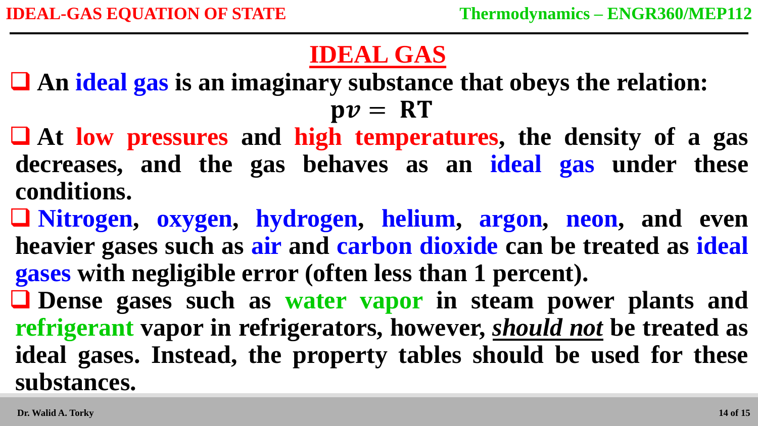# IDEAL GAS

- **An ideal gas is an imaginary substance that obeys the relation:**

$$pv = RT$$

- **At low pressures and high temperatures, the density of a gas decreases, and the gas behaves as an ideal gas under these conditions.**
- **Nitrogen, oxygen, hydrogen, helium, argon, neon, and even heavier gases such as air and carbon dioxide can be treated as ideal gases with negligible error (often less than 1 percent).**
- **Dense gases such as water vapor in steam power plants and refrigerant vapor in refrigerators, however, *should not* be treated as ideal gases. Instead, the property tables should be used for these substances.**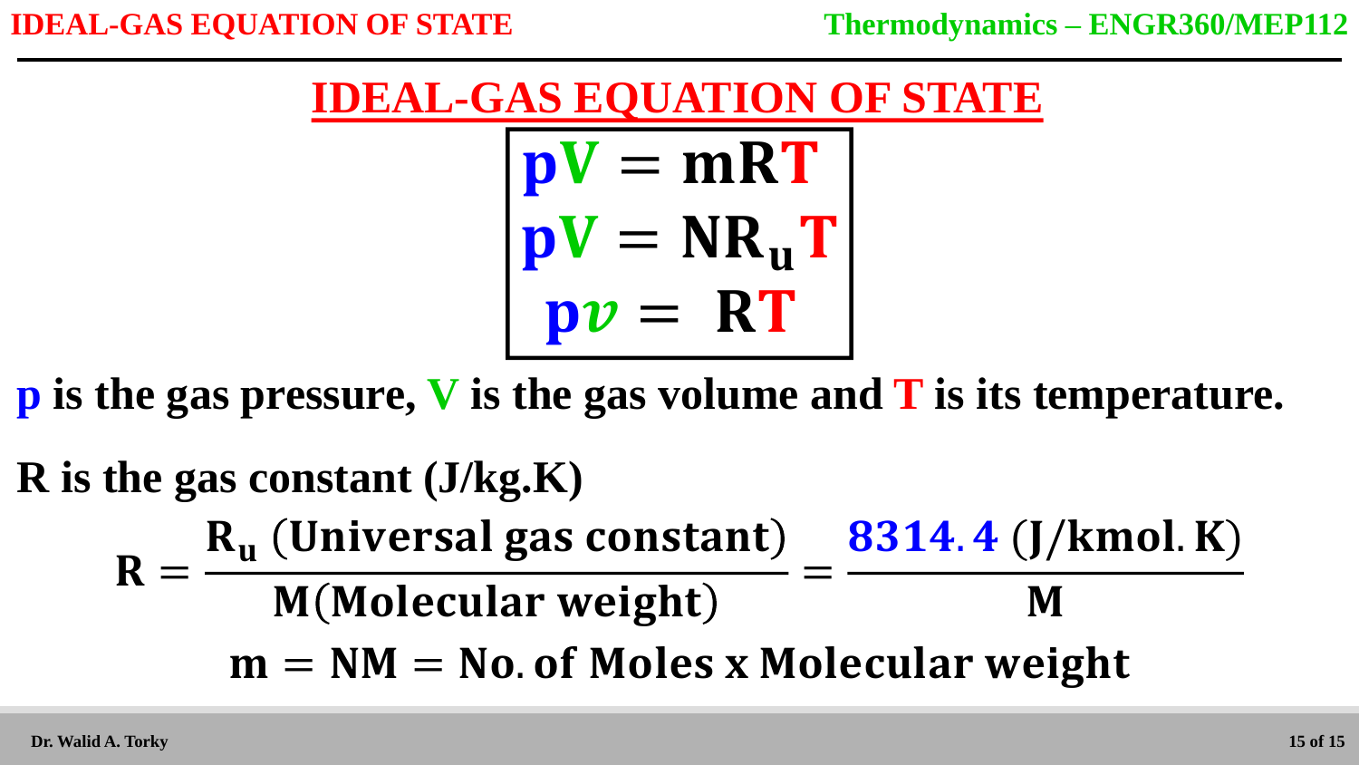# IDEAL-GAS EQUATION OF STATE

$$pV = mRT$$
$$pV = NR_uT$$
$$pv = RT$$

**p is the gas pressure, V is the gas volume and T is its temperature.**

**R is the gas constant (J/kg.K)**

$$R = \frac{R_u\ (\text{Universal gas constant})}{M(\text{Molecular weight})} = \frac{8314.4\ (\text{J/kmol.K})}{M}$$

$$m = NM = \text{No. of Moles x Molecular weight}$$